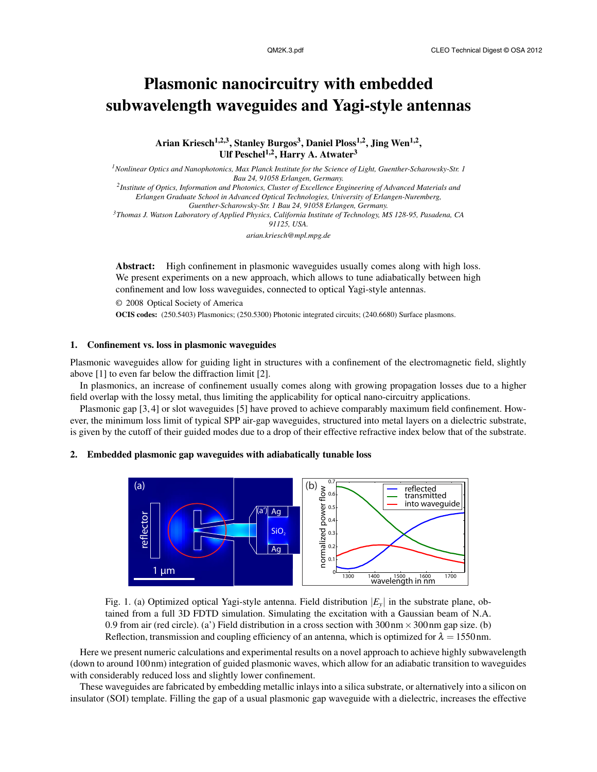# Plasmonic nanocircuitry with embedded subwavelength waveguides and Yagi-style antennas

**Arian Kriesch[1,2,3], Stanley Burgos[3], Daniel Ploss[1,2], Jing Wen[1,2], Ulf Peschel[1,2], Harry A. Atwater[3]**

*[1]Nonlinear Optics and Nanophotonics, Max Planck Institute for the Science of Light, Guenther-Scharowsky-Str. 1 Bau 24, 91058 Erlangen, Germany.*
*[2]Institute of Optics, Information and Photonics, Cluster of Excellence Engineering of Advanced Materials and Erlangen Graduate School in Advanced Optical Technologies, University of Erlangen-Nuremberg, Guenther-Scharowsky-Str. 1 Bau 24, 91058 Erlangen, Germany.*
*[3]Thomas J. Watson Laboratory of Applied Physics, California Institute of Technology, MS 128-95, Pasadena, CA 91125, USA.*
*arian.kriesch@mpl.mpg.de*

**Abstract:** High confinement in plasmonic waveguides usually comes along with high loss. We present experiments on a new approach, which allows to tune adiabatically between high confinement and low loss waveguides, connected to optical Yagi-style antennas.

© 2008 Optical Society of America

**OCIS codes:** (250.5403) Plasmonics; (250.5300) Photonic integrated circuits; (240.6680) Surface plasmons.

## 1. Confinement vs. loss in plasmonic waveguides

Plasmonic waveguides allow for guiding light in structures with a confinement of the electromagnetic field, slightly above [1] to even far below the diffraction limit [2].

In plasmonics, an increase of confinement usually comes along with growing propagation losses due to a higher field overlap with the lossy metal, thus limiting the applicability for optical nano-circuitry applications.

Plasmonic gap [3,4] or slot waveguides [5] have proved to achieve comparably maximum field confinement. However, the minimum loss limit of typical SPP air-gap waveguides, structured into metal layers on a dielectric substrate, is given by the cutoff of their guided modes due to a drop of their effective refractive index below that of the substrate.

## 2. Embedded plasmonic gap waveguides with adiabatically tunable loss

Fig. 1. (a) Optimized optical Yagi-style antenna. Field distribution $|E_y|$ in the substrate plane, obtained from a full 3D FDTD simulation. Simulating the excitation with a Gaussian beam of N.A. 0.9 from air (red circle). (a') Field distribution in a cross section with 300 nm × 300 nm gap size. (b) Reflection, transmission and coupling efficiency of an antenna, which is optimized for $\lambda = 1550$ nm.

Here we present numeric calculations and experimental results on a novel approach to achieve highly subwavelength (down to around 100 nm) integration of guided plasmonic waves, which allow for an adiabatic transition to waveguides with considerably reduced loss and slightly lower confinement.

These waveguides are fabricated by embedding metallic inlays into a silica substrate, or alternatively into a silicon on insulator (SOI) template. Filling the gap of a usual plasmonic gap waveguide with a dielectric, increases the effective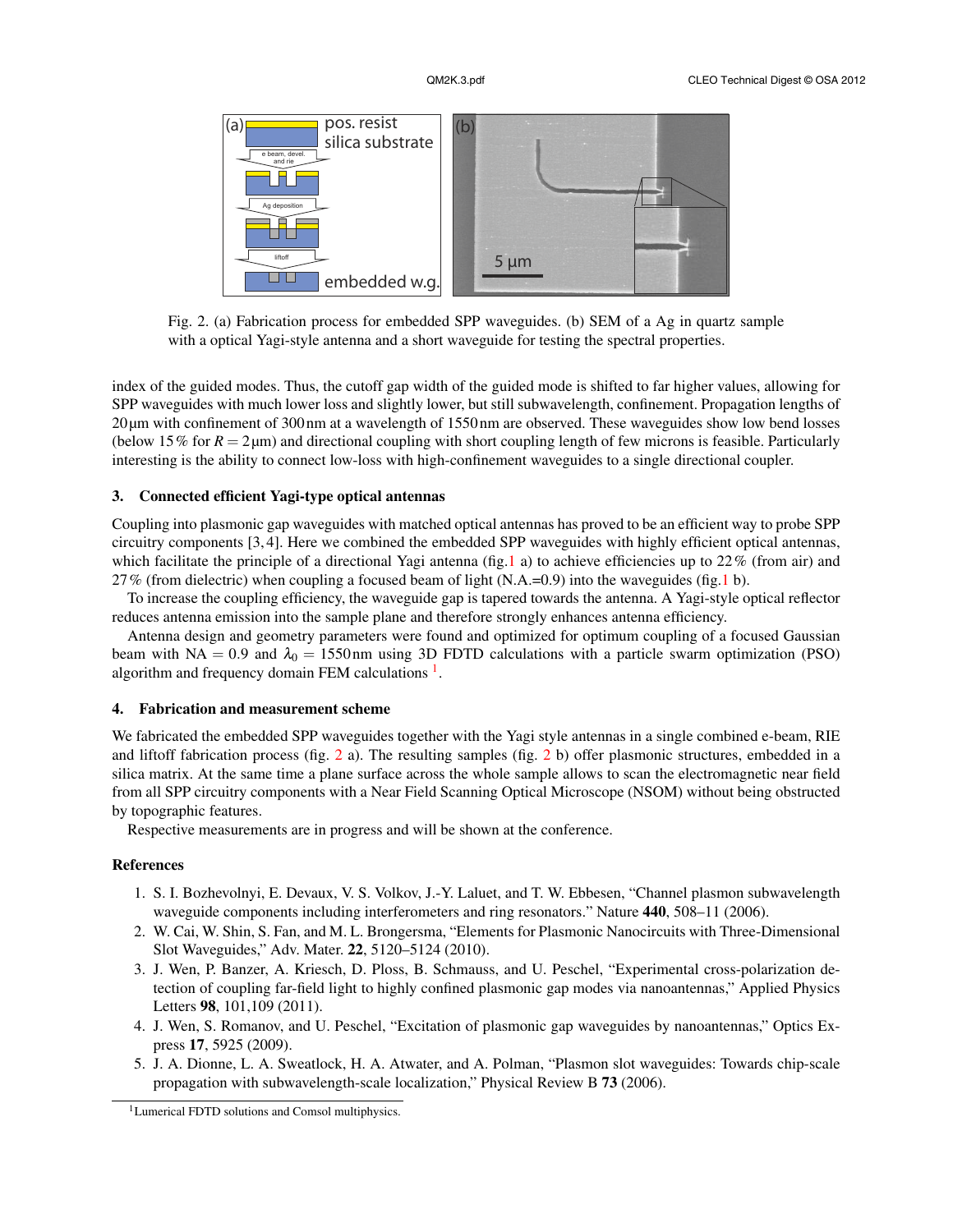(a) pos. resist
silica substrate
e beam, devel. and rie
Ag deposition
liftoff
embedded w.g.

(b)
5 µm

Fig. 2. (a) Fabrication process for embedded SPP waveguides. (b) SEM of a Ag in quartz sample with a optical Yagi-style antenna and a short waveguide for testing the spectral properties.

index of the guided modes. Thus, the cutoff gap width of the guided mode is shifted to far higher values, allowing for SPP waveguides with much lower loss and slightly lower, but still subwavelength, confinement. Propagation lengths of 20 µm with confinement of 300 nm at a wavelength of 1550 nm are observed. These waveguides show low bend losses (below 15 % for $R = 2\,\mu\text{m}$) and directional coupling with short coupling length of few microns is feasible. Particularly interesting is the ability to connect low-loss with high-confinement waveguides to a single directional coupler.

## 3. Connected efficient Yagi-type optical antennas

Coupling into plasmonic gap waveguides with matched optical antennas has proved to be an efficient way to probe SPP circuitry components [3,4]. Here we combined the embedded SPP waveguides with highly efficient optical antennas, which facilitate the principle of a directional Yagi antenna (fig.1 a) to achieve efficiencies up to 22 % (from air) and 27 % (from dielectric) when coupling a focused beam of light (N.A.=0.9) into the waveguides (fig.1 b).

To increase the coupling efficiency, the waveguide gap is tapered towards the antenna. A Yagi-style optical reflector reduces antenna emission into the sample plane and therefore strongly enhances antenna efficiency.

Antenna design and geometry parameters were found and optimized for optimum coupling of a focused Gaussian beam with $\text{NA} = 0.9$ and $\lambda_0 = 1550\,\text{nm}$ using 3D FDTD calculations with a particle swarm optimization (PSO) algorithm and frequency domain FEM calculations [1].

## 4. Fabrication and measurement scheme

We fabricated the embedded SPP waveguides together with the Yagi style antennas in a single combined e-beam, RIE and liftoff fabrication process (fig. 2 a). The resulting samples (fig. 2 b) offer plasmonic structures, embedded in a silica matrix. At the same time a plane surface across the whole sample allows to scan the electromagnetic near field from all SPP circuitry components with a Near Field Scanning Optical Microscope (NSOM) without being obstructed by topographic features.

Respective measurements are in progress and will be shown at the conference.

## References

1. S. I. Bozhevolnyi, E. Devaux, V. S. Volkov, J.-Y. Laluet, and T. W. Ebbesen, "Channel plasmon subwavelength waveguide components including interferometers and ring resonators." Nature **440**, 508–11 (2006).
2. W. Cai, W. Shin, S. Fan, and M. L. Brongersma, "Elements for Plasmonic Nanocircuits with Three-Dimensional Slot Waveguides," Adv. Mater. **22**, 5120–5124 (2010).
3. J. Wen, P. Banzer, A. Kriesch, D. Ploss, B. Schmauss, and U. Peschel, "Experimental cross-polarization detection of coupling far-field light to highly confined plasmonic gap modes via nanoantennas," Applied Physics Letters **98**, 101,109 (2011).
4. J. Wen, S. Romanov, and U. Peschel, "Excitation of plasmonic gap waveguides by nanoantennas," Optics Express **17**, 5925 (2009).
5. J. A. Dionne, L. A. Sweatlock, H. A. Atwater, and A. Polman, "Plasmon slot waveguides: Towards chip-scale propagation with subwavelength-scale localization," Physical Review B **73** (2006).

[1] Lumerical FDTD solutions and Comsol multiphysics.